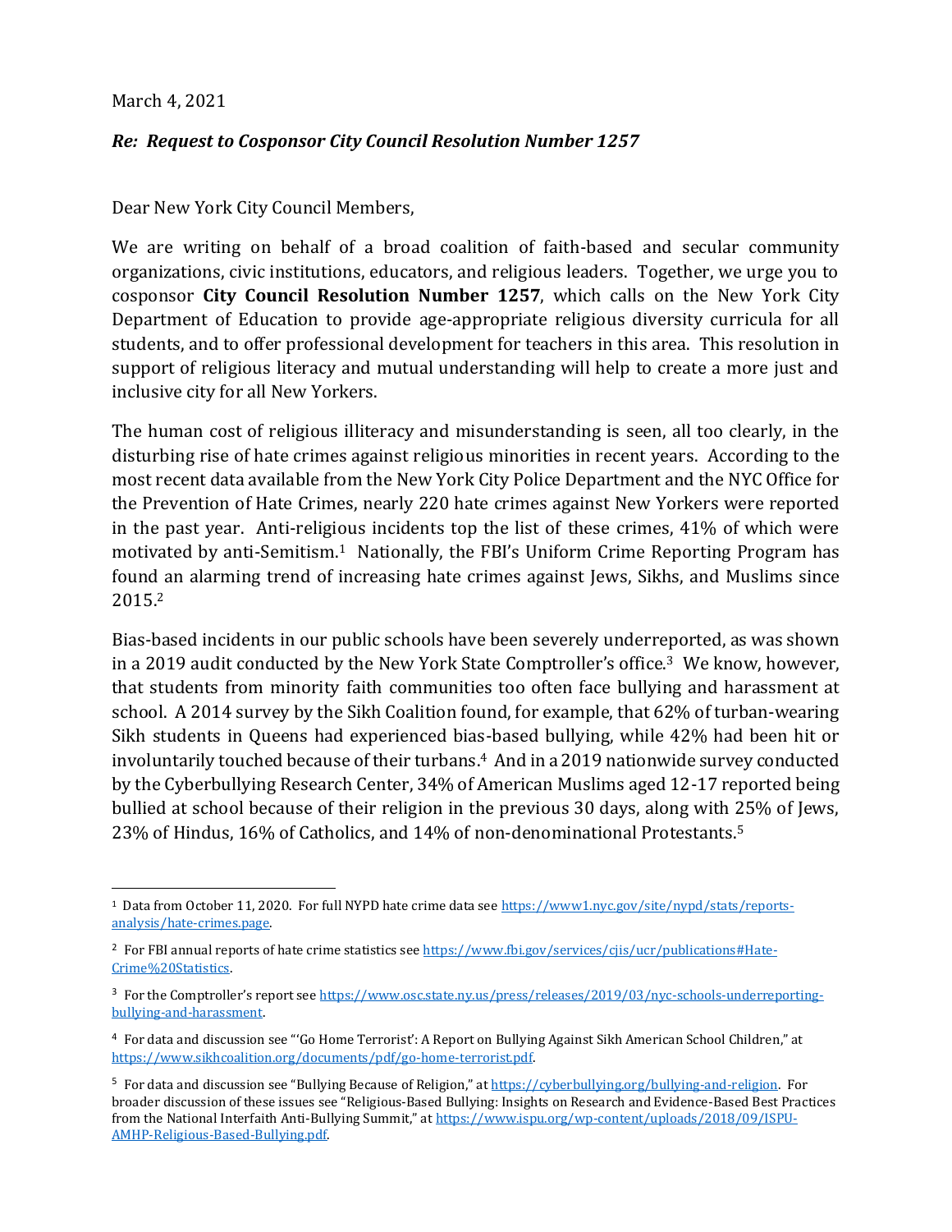March 4, 2021

***Re: Request to Cosponsor City Council Resolution Number 1257***

Dear New York City Council Members,

We are writing on behalf of a broad coalition of faith-based and secular community organizations, civic institutions, educators, and religious leaders. Together, we urge you to cosponsor **City Council Resolution Number 1257**, which calls on the New York City Department of Education to provide age-appropriate religious diversity curricula for all students, and to offer professional development for teachers in this area. This resolution in support of religious literacy and mutual understanding will help to create a more just and inclusive city for all New Yorkers.

The human cost of religious illiteracy and misunderstanding is seen, all too clearly, in the disturbing rise of hate crimes against religious minorities in recent years. According to the most recent data available from the New York City Police Department and the NYC Office for the Prevention of Hate Crimes, nearly 220 hate crimes against New Yorkers were reported in the past year. Anti-religious incidents top the list of these crimes, 41% of which were motivated by anti-Semitism.[1] Nationally, the FBI's Uniform Crime Reporting Program has found an alarming trend of increasing hate crimes against Jews, Sikhs, and Muslims since 2015.[2]

Bias-based incidents in our public schools have been severely underreported, as was shown in a 2019 audit conducted by the New York State Comptroller's office.[3] We know, however, that students from minority faith communities too often face bullying and harassment at school. A 2014 survey by the Sikh Coalition found, for example, that 62% of turban-wearing Sikh students in Queens had experienced bias-based bullying, while 42% had been hit or involuntarily touched because of their turbans.[4] And in a 2019 nationwide survey conducted by the Cyberbullying Research Center, 34% of American Muslims aged 12-17 reported being bullied at school because of their religion in the previous 30 days, along with 25% of Jews, 23% of Hindus, 16% of Catholics, and 14% of non-denominational Protestants.[5]

---

[1] Data from October 11, 2020. For full NYPD hate crime data see https://www1.nyc.gov/site/nypd/stats/reports-analysis/hate-crimes.page.

[2] For FBI annual reports of hate crime statistics see https://www.fbi.gov/services/cjis/ucr/publications#Hate-Crime%20Statistics.

[3] For the Comptroller's report see https://www.osc.state.ny.us/press/releases/2019/03/nyc-schools-underreporting-bullying-and-harassment.

[4] For data and discussion see "'Go Home Terrorist': A Report on Bullying Against Sikh American School Children," at https://www.sikhcoalition.org/documents/pdf/go-home-terrorist.pdf.

[5] For data and discussion see "Bullying Because of Religion," at https://cyberbullying.org/bullying-and-religion. For broader discussion of these issues see "Religious-Based Bullying: Insights on Research and Evidence-Based Best Practices from the National Interfaith Anti-Bullying Summit," at https://www.ispu.org/wp-content/uploads/2018/09/ISPU-AMHP-Religious-Based-Bullying.pdf.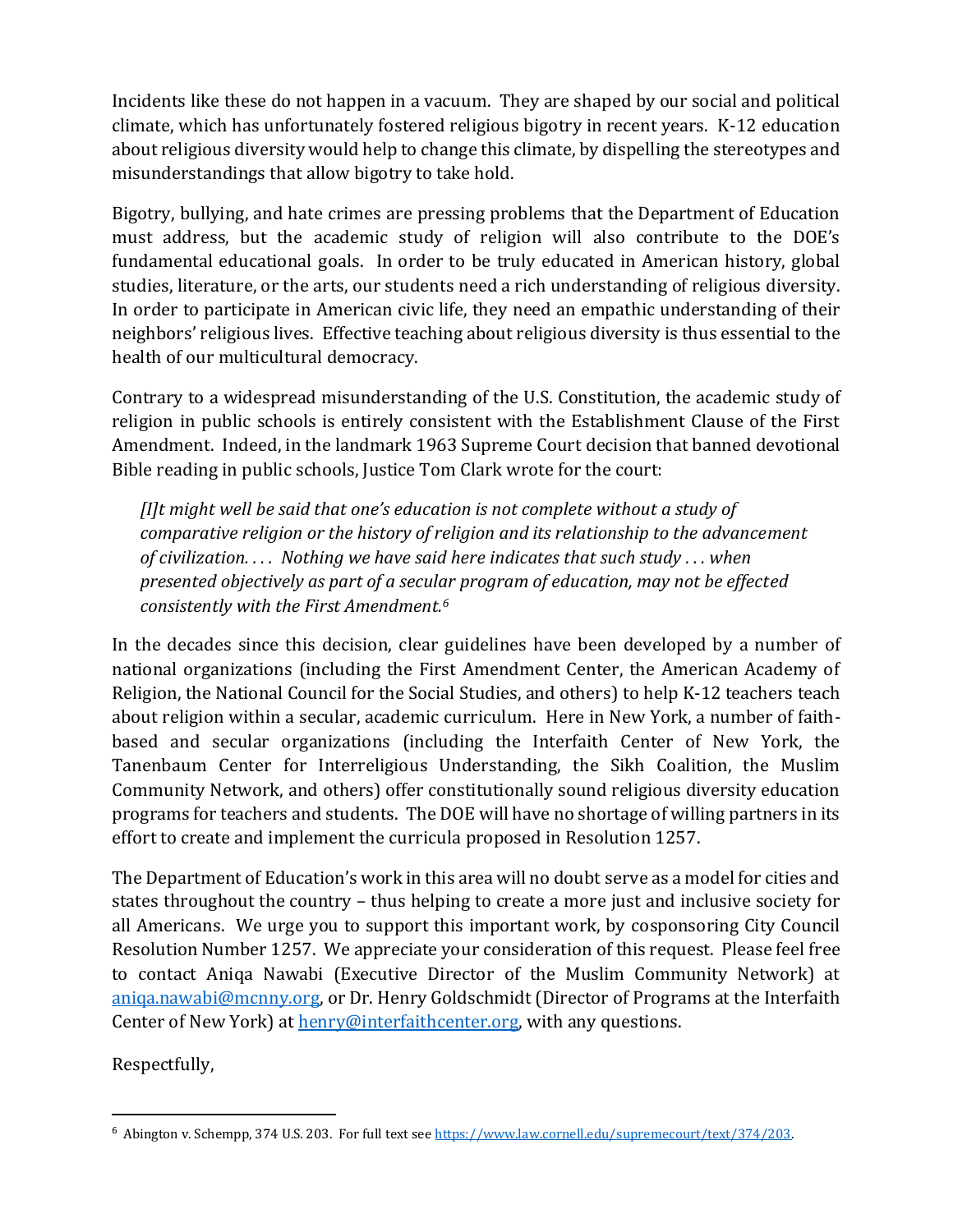Incidents like these do not happen in a vacuum. They are shaped by our social and political climate, which has unfortunately fostered religious bigotry in recent years. K-12 education about religious diversity would help to change this climate, by dispelling the stereotypes and misunderstandings that allow bigotry to take hold.

Bigotry, bullying, and hate crimes are pressing problems that the Department of Education must address, but the academic study of religion will also contribute to the DOE's fundamental educational goals. In order to be truly educated in American history, global studies, literature, or the arts, our students need a rich understanding of religious diversity. In order to participate in American civic life, they need an empathic understanding of their neighbors' religious lives. Effective teaching about religious diversity is thus essential to the health of our multicultural democracy.

Contrary to a widespread misunderstanding of the U.S. Constitution, the academic study of religion in public schools is entirely consistent with the Establishment Clause of the First Amendment. Indeed, in the landmark 1963 Supreme Court decision that banned devotional Bible reading in public schools, Justice Tom Clark wrote for the court:

> *[I]t might well be said that one's education is not complete without a study of comparative religion or the history of religion and its relationship to the advancement of civilization. . . . Nothing we have said here indicates that such study . . . when presented objectively as part of a secular program of education, may not be effected consistently with the First Amendment.*[6]

In the decades since this decision, clear guidelines have been developed by a number of national organizations (including the First Amendment Center, the American Academy of Religion, the National Council for the Social Studies, and others) to help K-12 teachers teach about religion within a secular, academic curriculum. Here in New York, a number of faith-based and secular organizations (including the Interfaith Center of New York, the Tanenbaum Center for Interreligious Understanding, the Sikh Coalition, the Muslim Community Network, and others) offer constitutionally sound religious diversity education programs for teachers and students. The DOE will have no shortage of willing partners in its effort to create and implement the curricula proposed in Resolution 1257.

The Department of Education's work in this area will no doubt serve as a model for cities and states throughout the country – thus helping to create a more just and inclusive society for all Americans. We urge you to support this important work, by cosponsoring City Council Resolution Number 1257. We appreciate your consideration of this request. Please feel free to contact Aniqa Nawabi (Executive Director of the Muslim Community Network) at aniqa.nawabi@mcnny.org, or Dr. Henry Goldschmidt (Director of Programs at the Interfaith Center of New York) at henry@interfaithcenter.org, with any questions.

Respectfully,

---

[6] Abington v. Schempp, 374 U.S. 203. For full text see https://www.law.cornell.edu/supremecourt/text/374/203.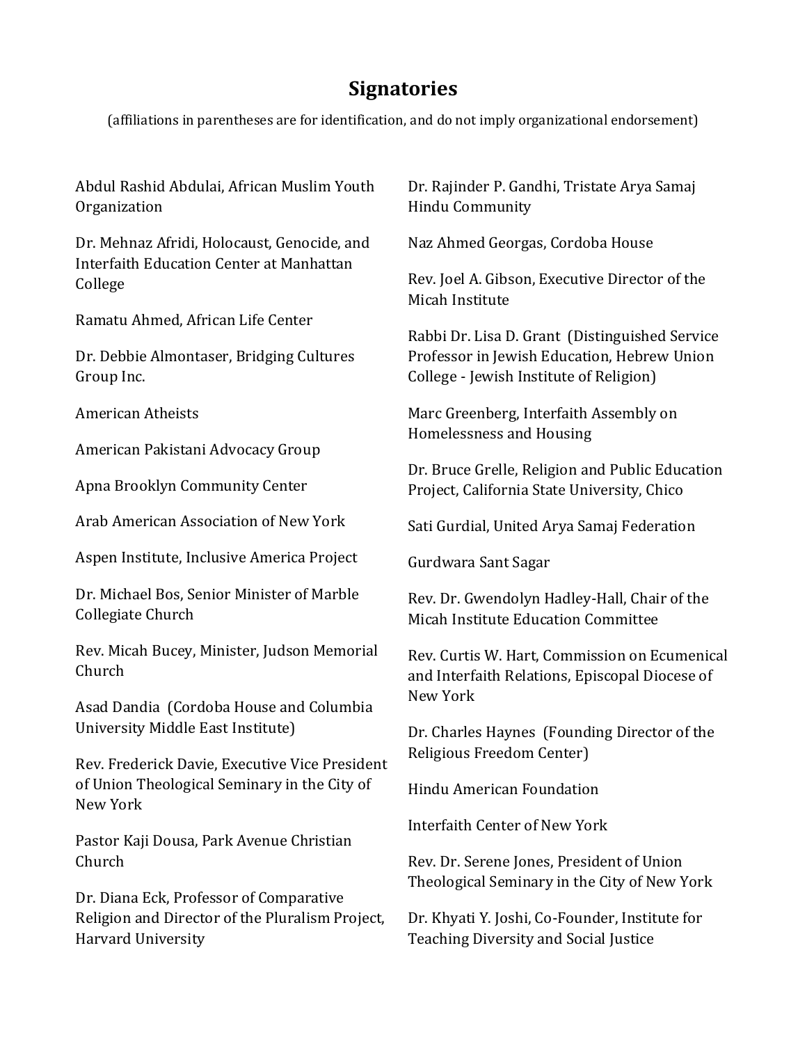## Signatories

(affiliations in parentheses are for identification, and do not imply organizational endorsement)

Abdul Rashid Abdulai, African Muslim Youth Organization

Dr. Mehnaz Afridi, Holocaust, Genocide, and Interfaith Education Center at Manhattan College

Ramatu Ahmed, African Life Center

Dr. Debbie Almontaser, Bridging Cultures Group Inc.

American Atheists

American Pakistani Advocacy Group

Apna Brooklyn Community Center

Arab American Association of New York

Aspen Institute, Inclusive America Project

Dr. Michael Bos, Senior Minister of Marble Collegiate Church

Rev. Micah Bucey, Minister, Judson Memorial Church

Asad Dandia (Cordoba House and Columbia University Middle East Institute)

Rev. Frederick Davie, Executive Vice President of Union Theological Seminary in the City of New York

Pastor Kaji Dousa, Park Avenue Christian Church

Dr. Diana Eck, Professor of Comparative Religion and Director of the Pluralism Project, Harvard University

Dr. Rajinder P. Gandhi, Tristate Arya Samaj Hindu Community

Naz Ahmed Georgas, Cordoba House

Rev. Joel A. Gibson, Executive Director of the Micah Institute

Rabbi Dr. Lisa D. Grant (Distinguished Service Professor in Jewish Education, Hebrew Union College - Jewish Institute of Religion)

Marc Greenberg, Interfaith Assembly on Homelessness and Housing

Dr. Bruce Grelle, Religion and Public Education Project, California State University, Chico

Sati Gurdial, United Arya Samaj Federation

Gurdwara Sant Sagar

Rev. Dr. Gwendolyn Hadley-Hall, Chair of the Micah Institute Education Committee

Rev. Curtis W. Hart, Commission on Ecumenical and Interfaith Relations, Episcopal Diocese of New York

Dr. Charles Haynes (Founding Director of the Religious Freedom Center)

Hindu American Foundation

Interfaith Center of New York

Rev. Dr. Serene Jones, President of Union Theological Seminary in the City of New York

Dr. Khyati Y. Joshi, Co-Founder, Institute for Teaching Diversity and Social Justice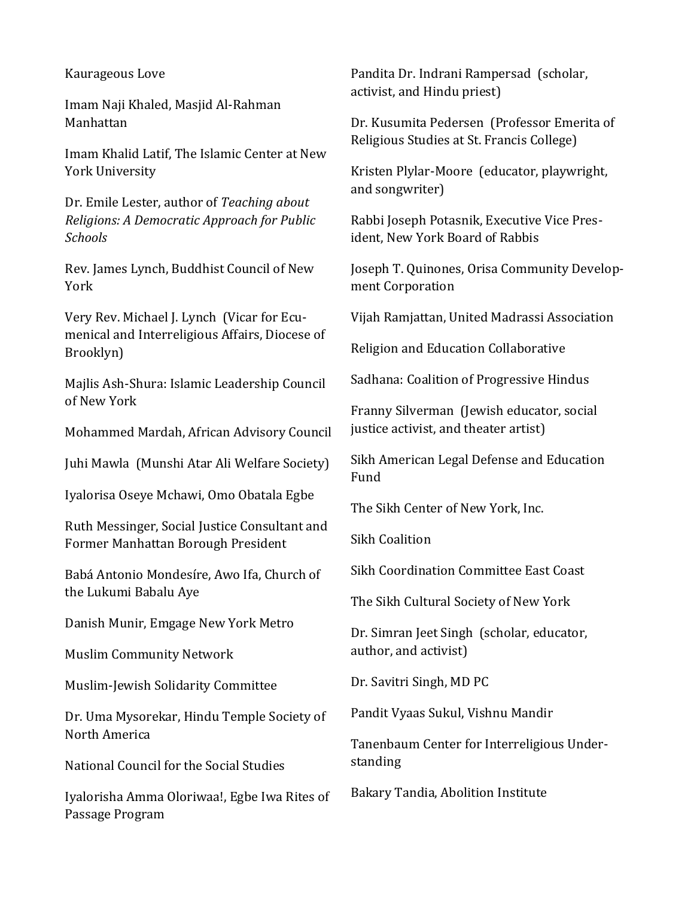Kaurageous Love

Imam Naji Khaled, Masjid Al-Rahman Manhattan

Imam Khalid Latif, The Islamic Center at New York University

Dr. Emile Lester, author of *Teaching about Religions: A Democratic Approach for Public Schools*

Rev. James Lynch, Buddhist Council of New York

Very Rev. Michael J. Lynch (Vicar for Ecumenical and Interreligious Affairs, Diocese of Brooklyn)

Majlis Ash-Shura: Islamic Leadership Council of New York

Mohammed Mardah, African Advisory Council

Juhi Mawla (Munshi Atar Ali Welfare Society)

Iyalorisa Oseye Mchawi, Omo Obatala Egbe

Ruth Messinger, Social Justice Consultant and Former Manhattan Borough President

Babá Antonio Mondesíre, Awo Ifa, Church of the Lukumi Babalu Aye

Danish Munir, Emgage New York Metro

Muslim Community Network

Muslim-Jewish Solidarity Committee

Dr. Uma Mysorekar, Hindu Temple Society of North America

National Council for the Social Studies

Iyalorisha Amma Oloriwaa!, Egbe Iwa Rites of Passage Program

Pandita Dr. Indrani Rampersad (scholar, activist, and Hindu priest)

Dr. Kusumita Pedersen (Professor Emerita of Religious Studies at St. Francis College)

Kristen Plylar-Moore (educator, playwright, and songwriter)

Rabbi Joseph Potasnik, Executive Vice President, New York Board of Rabbis

Joseph T. Quinones, Orisa Community Development Corporation

Vijah Ramjattan, United Madrassi Association

Religion and Education Collaborative

Sadhana: Coalition of Progressive Hindus

Franny Silverman (Jewish educator, social justice activist, and theater artist)

Sikh American Legal Defense and Education Fund

The Sikh Center of New York, Inc.

Sikh Coalition

Sikh Coordination Committee East Coast

The Sikh Cultural Society of New York

Dr. Simran Jeet Singh (scholar, educator, author, and activist)

Dr. Savitri Singh, MD PC

Pandit Vyaas Sukul, Vishnu Mandir

Tanenbaum Center for Interreligious Understanding

Bakary Tandia, Abolition Institute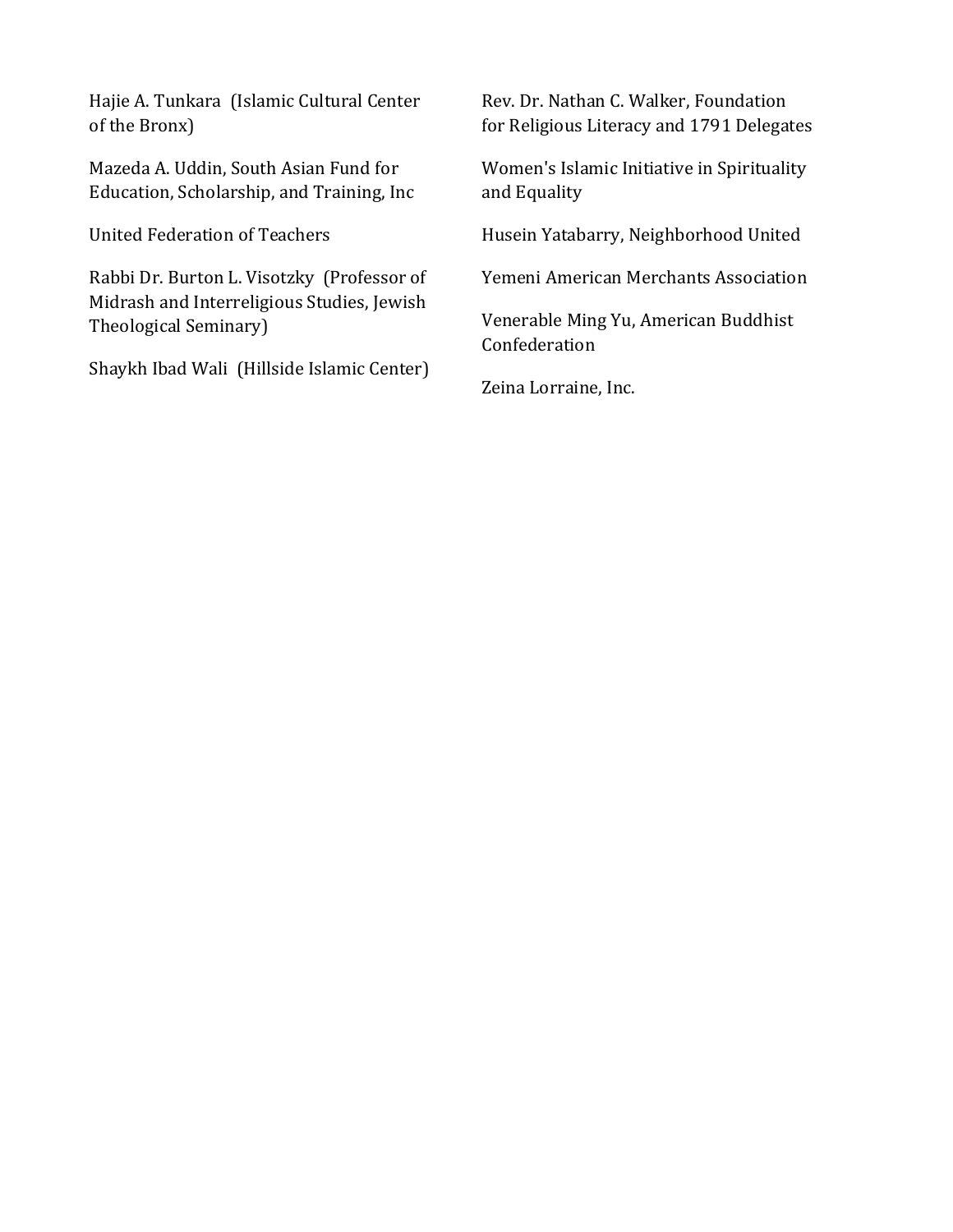Hajie A. Tunkara (Islamic Cultural Center of the Bronx)

Mazeda A. Uddin, South Asian Fund for Education, Scholarship, and Training, Inc

United Federation of Teachers

Rabbi Dr. Burton L. Visotzky (Professor of Midrash and Interreligious Studies, Jewish Theological Seminary)

Shaykh Ibad Wali (Hillside Islamic Center)

Rev. Dr. Nathan C. Walker, Foundation for Religious Literacy and 1791 Delegates

Women's Islamic Initiative in Spirituality and Equality

Husein Yatabarry, Neighborhood United

Yemeni American Merchants Association

Venerable Ming Yu, American Buddhist Confederation

Zeina Lorraine, Inc.